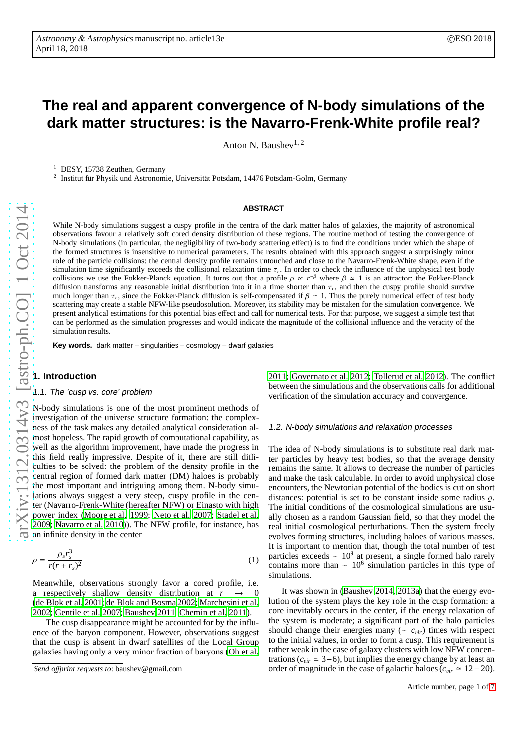# The real and apparent convergence of N-body simulations of the dark matter structures: is the Navarro-Frenk-White profile real?

Anton N. Baushev[1,2]

[1] DESY, 15738 Zeuthen, Germany

[2] Institut für Physik und Astronomie, Universität Potsdam, 14476 Potsdam-Golm, Germany

## ABSTRACT

While N-body simulations suggest a cuspy profile in the centra of the dark matter halos of galaxies, the majority of astronomical observations favour a relatively soft cored density distribution of these regions. The routine method of testing the convergence of N-body simulations (in particular, the negligibility of two-body scattering effect) is to find the conditions under which the shape of the formed structures is insensitive to numerical parameters. The results obtained with this approach suggest a surprisingly minor role of the particle collisions: the central density profile remains untouched and close to the Navarro-Frenk-White shape, even if the simulation time significantly exceeds the collisional relaxation time $\tau_r$. In order to check the influence of the unphysical test body collisions we use the Fokker-Planck equation. It turns out that a profile $\rho \propto r^{-\beta}$ where $\beta \simeq 1$ is an attractor: the Fokker-Planck diffusion transforms any reasonable initial distribution into it in a time shorter than $\tau_r$, and then the cuspy profile should survive much longer than $\tau_r$, since the Fokker-Planck diffusion is self-compensated if $\beta \simeq 1$. Thus the purely numerical effect of test body scattering may create a stable NFW-like pseudosolution. Moreover, its stability may be mistaken for the simulation convergence. We present analytical estimations for this potential bias effect and call for numerical tests. For that purpose, we suggest a simple test that can be performed as the simulation progresses and would indicate the magnitude of the collisional influence and the veracity of the simulation results.

**Key words.** dark matter – singularities – cosmology – dwarf galaxies

## 1. Introduction

### 1.1. The 'cusp vs. core' problem

N-body simulations is one of the most prominent methods of investigation of the universe structure formation: the complexness of the task makes any detailed analytical consideration almost hopeless. The rapid growth of computational capability, as well as the algorithm improvement, have made the progress in this field really impressive. Despite of it, there are still difficulties to be solved: the problem of the density profile in the central region of formed dark matter (DM) haloes is probably the most important and intriguing among them. N-body simulations always suggest a very steep, cuspy profile in the center (Navarro-Frenk-White (hereafter NFW) or Einasto with high power index (Moore et al. 1999; Neto et al. 2007; Stadel et al. 2009; Navarro et al. 2010)). The NFW profile, for instance, has an infinite density in the center

$$
\rho = \frac{\rho_s r_s^3}{r(r+r_s)^2} \tag{1}
$$

Meanwhile, observations strongly favor a cored profile, i.e. a respectively shallow density distribution at $r \to 0$ (de Blok et al. 2001; de Blok and Bosma 2002; Marchesini et al. 2002; Gentile et al. 2007; Baushev 2011; Chemin et al. 2011).

The cusp disappearance might be accounted for by the influence of the baryon component. However, observations suggest that the cusp is absent in dwarf satellites of the Local Group galaxies having only a very minor fraction of baryons (Oh et al. 2011; Governato et al. 2012; Tollerud et al. 2012). The conflict between the simulations and the observations calls for additional verification of the simulation accuracy and convergence.

### 1.2. N-body simulations and relaxation processes

The idea of N-body simulations is to substitute real dark matter particles by heavy test bodies, so that the average density remains the same. It allows to decrease the number of particles and make the task calculable. In order to avoid unphysical close encounters, the Newtonian potential of the bodies is cut on short distances: potential is set to be constant inside some radius $\varrho$. The initial conditions of the cosmological simulations are usually chosen as a random Gaussian field, so that they model the real initial cosmological perturbations. Then the system freely evolves forming structures, including haloes of various masses. It is important to mention that, though the total number of test particles exceeds $\sim 10^9$ at present, a single formed halo rarely contains more than $\sim 10^6$ simulation particles in this type of simulations.

It was shown in (Baushev 2014, 2013a) that the energy evolution of the system plays the key role in the cusp formation: a core inevitably occurs in the center, if the energy relaxation of the system is moderate; a significant part of the halo particles should change their energies many ($\sim c_{vir}$) times with respect to the initial values, in order to form a cusp. This requirement is rather weak in the case of galaxy clusters with low NFW concentrations ($c_{vir} \simeq 3-6$), but implies the energy change by at least an order of magnitude in the case of galactic haloes ($c_{vir} \simeq 12-20$).

*Send offprint requests to*: baushev@gmail.com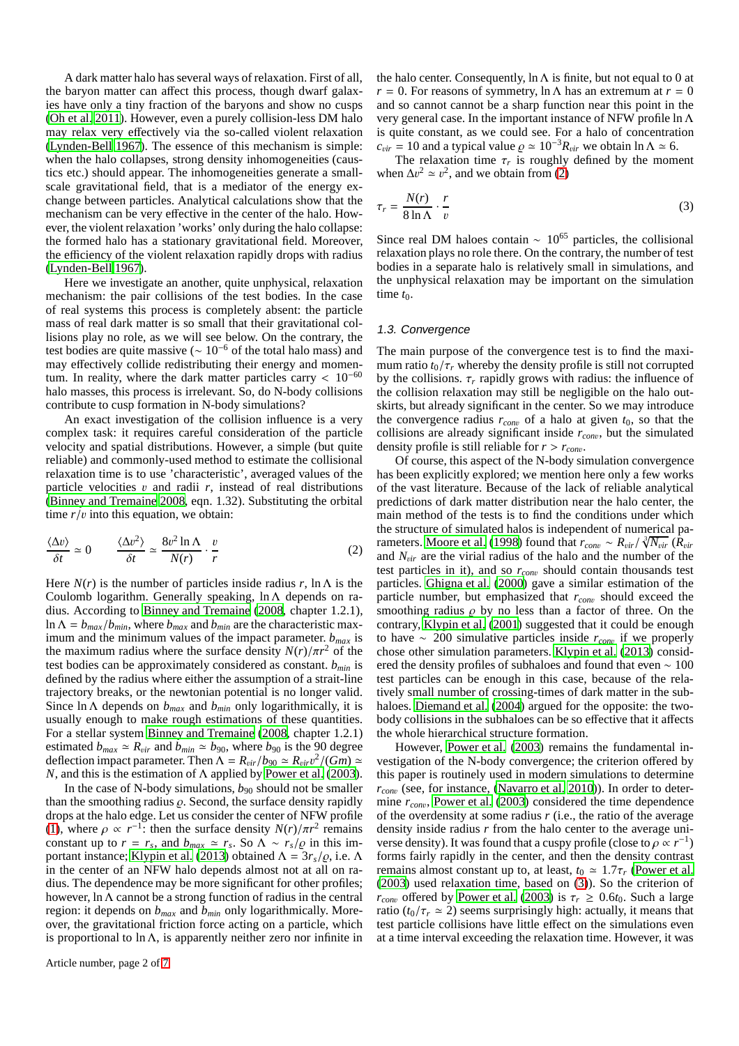A dark matter halo has several ways of relaxation. First of all, the baryon matter can affect this process, though dwarf galaxies have only a tiny fraction of the baryons and show no cusps (Oh et al. 2011). However, even a purely collision-less DM halo may relax very effectively via the so-called violent relaxation (Lynden-Bell 1967). The essence of this mechanism is simple: when the halo collapses, strong density inhomogeneities (caustics etc.) should appear. The inhomogeneities generate a small-scale gravitational field, that is a mediator of the energy exchange between particles. Analytical calculations show that the mechanism can be very effective in the center of the halo. However, the violent relaxation 'works' only during the halo collapse: the formed halo has a stationary gravitational field. Moreover, the efficiency of the violent relaxation rapidly drops with radius (Lynden-Bell 1967).

Here we investigate an another, quite unphysical, relaxation mechanism: the pair collisions of the test bodies. In the case of real systems this process is completely absent: the particle mass of real dark matter is so small that their gravitational collisions play no role, as we will see below. On the contrary, the test bodies are quite massive ($\sim 10^{-6}$ of the total halo mass) and may effectively collide redistributing their energy and momentum. In reality, where the dark matter particles carry $< 10^{-60}$ halo masses, this process is irrelevant. So, do N-body collisions contribute to cusp formation in N-body simulations?

An exact investigation of the collision influence is a very complex task: it requires careful consideration of the particle velocity and spatial distributions. However, a simple (but quite reliable) and commonly-used method to estimate the collisional relaxation time is to use 'characteristic', averaged values of the particle velocities $v$ and radii $r$, instead of real distributions (Binney and Tremaine 2008, eqn. 1.32). Substituting the orbital time $r/v$ into this equation, we obtain:

$$\frac{\langle \Delta v \rangle}{\delta t} \simeq 0 \qquad \frac{\langle \Delta v^2 \rangle}{\delta t} \simeq \frac{8 v^2 \ln\Lambda}{N(r)} \cdot \frac{v}{r} \tag{2}$$

Here $N(r)$ is the number of particles inside radius $r$, $\ln\Lambda$ is the Coulomb logarithm. Generally speaking, $\ln\Lambda$ depends on radius. According to Binney and Tremaine (2008, chapter 1.2.1), $\ln\Lambda = b_{max}/b_{min}$, where $b_{max}$ and $b_{min}$ are the characteristic maximum and the minimum values of the impact parameter. $b_{max}$ is the maximum radius where the surface density $N(r)/\pi r^2$ of the test bodies can be approximately considered as constant. $b_{min}$ is defined by the radius where either the assumption of a strait-line trajectory breaks, or the newtonian potential is no longer valid. Since $\ln\Lambda$ depends on $b_{max}$ and $b_{min}$ only logarithmically, it is usually enough to make rough estimations of these quantities. For a stellar system Binney and Tremaine (2008, chapter 1.2.1) estimated $b_{max} \simeq R_{vir}$ and $b_{min} \simeq b_{90}$, where $b_{90}$ is the 90 degree deflection impact parameter. Then $\Lambda = R_{vir}/b_{90} \simeq R_{vir}v^2/(Gm) \simeq N$, and this is the estimation of $\Lambda$ applied by Power et al. (2003).

In the case of N-body simulations, $b_{90}$ should not be smaller than the smoothing radius $\varrho$. Second, the surface density rapidly drops at the halo edge. Let us consider the center of NFW profile (1), where $\rho \propto r^{-1}$: then the surface density $N(r)/\pi r^2$ remains constant up to $r = r_s$, and $b_{max} \simeq r_s$. So $\Lambda \sim r_s/\varrho$ in this important instance; Klypin et al. (2013) obtained $\Lambda = 3r_s/\varrho$, i.e. $\Lambda$ in the center of an NFW halo depends almost not at all on radius. The dependence may be more significant for other profiles; however, $\ln\Lambda$ cannot be a strong function of radius in the central region: it depends on $b_{max}$ and $b_{min}$ only logarithmically. Moreover, the gravitational friction force acting on a particle, which is proportional to $\ln\Lambda$, is apparently neither zero nor infinite in the halo center. Consequently, $\ln\Lambda$ is finite, but not equal to 0 at $r = 0$. For reasons of symmetry, $\ln\Lambda$ has an extremum at $r = 0$ and so cannot cannot be a sharp function near this point in the very general case. In the important instance of NFW profile $\ln\Lambda$ is quite constant, as we could see. For a halo of concentration $c_{vir} = 10$ and a typical value $\varrho \simeq 10^{-3}R_{vir}$ we obtain $\ln\Lambda \simeq 6$.

The relaxation time $\tau_r$ is roughly defined by the moment when $\Delta v^2 \simeq v^2$, and we obtain from (2)

$$\tau_r = \frac{N(r)}{8\ln\Lambda} \cdot \frac{r}{v} \tag{3}$$

Since real DM haloes contain $\sim 10^{65}$ particles, the collisional relaxation plays no role there. On the contrary, the number of test bodies in a separate halo is relatively small in simulations, and the unphysical relaxation may be important on the simulation time $t_0$.

### 1.3. Convergence

The main purpose of the convergence test is to find the maximum ratio $t_0/\tau_r$ whereby the density profile is still not corrupted by the collisions. $\tau_r$ rapidly grows with radius: the influence of the collision relaxation may still be negligible on the halo outskirts, but already significant in the center. So we may introduce the convergence radius $r_{conv}$ of a halo at given $t_0$, so that the collisions are already significant inside $r_{conv}$, but the simulated density profile is still reliable for $r > r_{conv}$.

Of course, this aspect of the N-body simulation convergence has been explicitly explored; we mention here only a few works of the vast literature. Because of the lack of reliable analytical predictions of dark matter distribution near the halo center, the main method of the tests is to find the conditions under which the structure of simulated halos is independent of numerical parameters. Moore et al. (1998) found that $r_{conv} \sim R_{vir}/\sqrt[3]{N_{vir}}$ ($R_{vir}$ and $N_{vir}$ are the virial radius of the halo and the number of the test particles in it), and so $r_{conv}$ should contain thousands test particles. Ghigna et al. (2000) gave a similar estimation of the particle number, but emphasized that $r_{conv}$ should exceed the smoothing radius $\varrho$ by no less than a factor of three. On the contrary, Klypin et al. (2001) suggested that it could be enough to have $\sim 200$ simulative particles inside $r_{conv}$ if we properly chose other simulation parameters. Klypin et al. (2013) considered the density profiles of subhaloes and found that even $\sim 100$ test particles can be enough in this case, because of the relatively small number of crossing-times of dark matter in the subhaloes. Diemand et al. (2004) argued for the opposite: the two-body collisions in the subhaloes can be so effective that it affects the whole hierarchical structure formation.

However, Power et al. (2003) remains the fundamental investigation of the N-body convergence; the criterion offered by this paper is routinely used in modern simulations to determine $r_{conv}$ (see, for instance, (Navarro et al. 2010)). In order to determine $r_{conv}$, Power et al. (2003) considered the time dependence of the overdensity at some radius $r$ (i.e., the ratio of the average density inside radius $r$ from the halo center to the average universe density). It was found that a cuspy profile (close to $\rho \propto r^{-1}$) forms fairly rapidly in the center, and then the density contrast remains almost constant up to, at least, $t_0 \simeq 1.7\tau_r$ (Power et al. (2003) used relaxation time, based on (3)). So the criterion of $r_{conv}$ offered by Power et al. (2003) is $\tau_r \geq 0.6 t_0$. Such a large ratio ($t_0/\tau_r \simeq 2$) seems surprisingly high: actually, it means that test particle collisions have little effect on the simulations even at a time interval exceeding the relaxation time. However, it was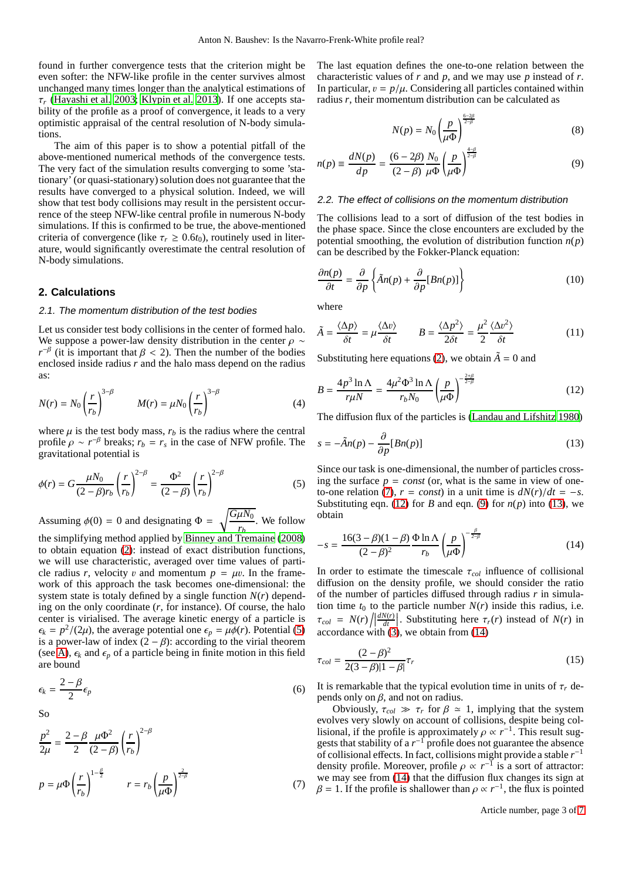found in further convergence tests that the criterion might be even softer: the NFW-like profile in the center survives almost unchanged many times longer than the analytical estimations of $\tau_r$ (Hayashi et al. 2003; Klypin et al. 2013). If one accepts stability of the profile as a proof of convergence, it leads to a very optimistic appraisal of the central resolution of N-body simulations.

The aim of this paper is to show a potential pitfall of the above-mentioned numerical methods of the convergence tests. The very fact of the simulation results converging to some 'stationary' (or quasi-stationary) solution does not guarantee that the results have converged to a physical solution. Indeed, we will show that test body collisions may result in the persistent occurrence of the steep NFW-like central profile in numerous N-body simulations. If this is confirmed to be true, the above-mentioned criteria of convergence (like $\tau_r \geq 0.6 t_0$), routinely used in literature, would significantly overestimate the central resolution of N-body simulations.

## 2. Calculations

### 2.1. The momentum distribution of the test bodies

Let us consider test body collisions in the center of formed halo. We suppose a power-law density distribution in the center $\rho \sim r^{-\beta}$ (it is important that $\beta < 2$). Then the number of the bodies enclosed inside radius $r$ and the halo mass depend on the radius as:

$$N(r) = N_0 \left(\frac{r}{r_b}\right)^{3-\beta} \qquad M(r) = \mu N_0 \left(\frac{r}{r_b}\right)^{3-\beta} \tag{4}$$

where $\mu$ is the test body mass, $r_b$ is the radius where the central profile $\rho \sim r^{-\beta}$ breaks; $r_b = r_s$ in the case of NFW profile. The gravitational potential is

$$\phi(r) = G\frac{\mu N_0}{(2-\beta) r_b}\left(\frac{r}{r_b}\right)^{2-\beta} = \frac{\Phi^2}{(2-\beta)}\left(\frac{r}{r_b}\right)^{2-\beta} \tag{5}$$

Assuming $\phi(0) = 0$ and designating $\Phi = \sqrt{\frac{G\mu N_0}{r_b}}$. We follow the simplifying method applied by Binney and Tremaine (2008) to obtain equation (2): instead of exact distribution functions, we will use characteristic, averaged over time values of particle radius $r$, velocity $v$ and momentum $p = \mu v$. In the framework of this approach the task becomes one-dimensional: the system state is totaly defined by a single function $N(r)$ depending on the only coordinate ($r$, for instance). Of course, the halo center is virialised. The average kinetic energy of a particle is $\epsilon_k = p^2/(2\mu)$, the average potential one $\epsilon_p = \mu\phi(r)$. Potential (5) is a power-law of index $(2-\beta)$: according to the virial theorem (see A), $\epsilon_k$ and $\epsilon_p$ of a particle being in finite motion in this field are bound

$$\epsilon_k = \frac{2-\beta}{2}\epsilon_p \tag{6}$$

So

$$\frac{p^2}{2\mu} = \frac{2-\beta}{2}\frac{\mu\Phi^2}{(2-\beta)}\left(\frac{r}{r_b}\right)^{2-\beta}$$

$$p = \mu\Phi\left(\frac{r}{r_b}\right)^{1-\frac{\beta}{2}} \qquad r = r_b\left(\frac{p}{\mu\Phi}\right)^{\frac{2}{2-\beta}} \tag{7}$$

The last equation defines the one-to-one relation between the characteristic values of $r$ and $p$, and we may use $p$ instead of $r$. In particular, $v = p/\mu$. Considering all particles contained within radius $r$, their momentum distribution can be calculated as

$$N(p) = N_0\left(\frac{p}{\mu\Phi}\right)^{\frac{6-2\beta}{2-\beta}} \tag{8}$$

$$n(p) \equiv \frac{dN(p)}{dp} = \frac{(6-2\beta)}{(2-\beta)}\frac{N_0}{\mu\Phi}\left(\frac{p}{\mu\Phi}\right)^{\frac{4-\beta}{2-\beta}} \tag{9}$$

### 2.2. The effect of collisions on the momentum distribution

The collisions lead to a sort of diffusion of the test bodies in the phase space. Since the close encounters are excluded by the potential smoothing, the evolution of distribution function $n(p)$ can be described by the Fokker-Planck equation:

$$\frac{\partial n(p)}{\partial t} = \frac{\partial}{\partial p}\left\{\tilde{A}n(p) + \frac{\partial}{\partial p}[Bn(p)]\right\} \tag{10}$$

where

$$\tilde{A} = \frac{\langle\Delta p\rangle}{\delta t} = \mu\frac{\langle\Delta v\rangle}{\delta t} \qquad B = \frac{\langle\Delta p^2\rangle}{2\delta t} = \frac{\mu^2}{2}\frac{\langle\Delta v^2\rangle}{\delta t} \tag{11}$$

Substituting here equations (2), we obtain $\tilde{A} = 0$ and

$$B = \frac{4p^3\ln\Lambda}{r\mu N} = \frac{4\mu^2\Phi^3\ln\Lambda}{r_b N_0}\left(\frac{p}{\mu\Phi}\right)^{-\frac{2+\beta}{2-\beta}} \tag{12}$$

The diffusion flux of the particles is (Landau and Lifshitz 1980)

$$s = -\tilde{A}n(p) - \frac{\partial}{\partial p}[Bn(p)] \tag{13}$$

Since our task is one-dimensional, the number of particles crossing the surface $p = const$ (or, what is the same in view of one-to-one relation (7), $r = const$) in a unit time is $dN(r)/dt = -s$. Substituting eqn. (12) for $B$ and eqn. (9) for $n(p)$ into (13), we obtain

$$-s = \frac{16(3-\beta)(1-\beta)}{(2-\beta)^2}\frac{\Phi\ln\Lambda}{r_b}\left(\frac{p}{\mu\Phi}\right)^{-\frac{\beta}{2-\beta}} \tag{14}$$

In order to estimate the timescale $\tau_{col}$ influence of collisional diffusion on the density profile, we should consider the ratio of the number of particles diffused through radius $r$ in simulation time $t_0$ to the particle number $N(r)$ inside this radius, i.e. $\tau_{col} = N(r)\Big/\left|\frac{dN(r)}{dt}\right|$. Substituting here $\tau_r(r)$ instead of $N(r)$ in accordance with (3), we obtain from (14)

$$\tau_{col} = \frac{(2-\beta)^2}{2(3-\beta)|1-\beta|}\tau_r \tag{15}$$

It is remarkable that the typical evolution time in units of $\tau_r$ depends only on $\beta$, and not on radius.

Obviously, $\tau_{col} \gg \tau_r$ for $\beta \simeq 1$, implying that the system evolves very slowly on account of collisions, despite being collisional, if the profile is approximately $\rho \propto r^{-1}$. This result suggests that stability of a $r^{-1}$ profile does not guarantee the absence of collisional effects. In fact, collisions might provide a stable $r^{-1}$ density profile. Moreover, profile $\rho \propto r^{-1}$ is a sort of attractor: we may see from (14) that the diffusion flux changes its sign at $\beta = 1$. If the profile is shallower than $\rho \propto r^{-1}$, the flux is pointed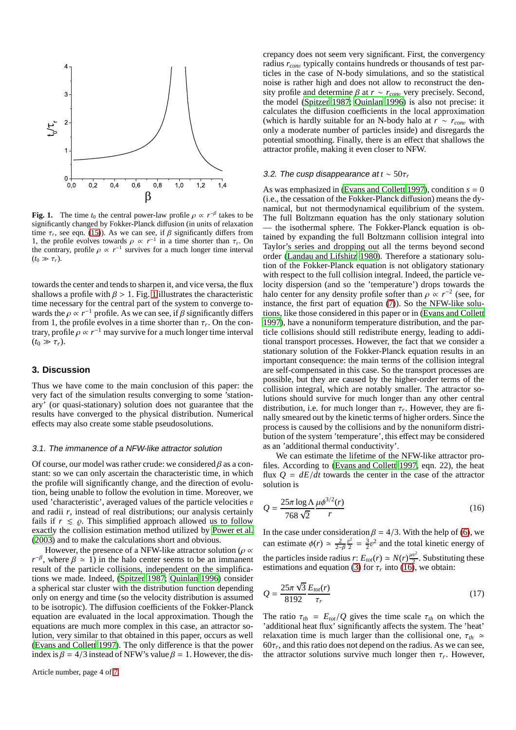**Fig. 1.** The time $t_0$ the central power-law profile $\rho \propto r^{-\beta}$ takes to be significantly changed by Fokker-Planck diffusion (in units of relaxation time $\tau_r$, see eqn. (15)). As we can see, if $\beta$ significantly differs from 1, the profile evolves towards $\rho \propto r^{-1}$ in a time shorter than $\tau_r$. On the contrary, profile $\rho \propto r^{-1}$ survives for a much longer time interval ($t_0 \gg \tau_r$).

towards the center and tends to sharpen it, and vice versa, the flux shallows a profile with $\beta > 1$. Fig. 1 illustrates the characteristic time necessary for the central part of the system to converge towards the $\rho \propto r^{-1}$ profile. As we can see, if $\beta$ significantly differs from 1, the profile evolves in a time shorter than $\tau_r$. On the contrary, profile $\rho \propto r^{-1}$ may survive for a much longer time interval ($t_0 \gg \tau_r$).

## 3. Discussion

Thus we have come to the main conclusion of this paper: the very fact of the simulation results converging to some 'stationary' (or quasi-stationary) solution does not guarantee that the results have converged to the physical distribution. Numerical effects may also create some stable pseudosolutions.

### 3.1. The immanence of a NFW-like attractor solution

Of course, our model was rather crude: we considered $\beta$ as a constant: so we can only ascertain the characteristic time, in which the profile will significantly change, and the direction of evolution, being unable to follow the evolution in time. Moreover, we used 'characteristic', averaged values of the particle velocities $v$ and radii $r$, instead of real distributions; our analysis certainly fails if $r \lesssim \varrho$. This simplified approach allowed us to follow exactly the collision estimation method utilized by Power et al. (2003) and to make the calculations short and obvious.

However, the presence of a NFW-like attractor solution ($\rho \propto r^{-\beta}$, where $\beta \simeq 1$) in the halo center seems to be an immanent result of the particle collisions, independent on the simplifications we made. Indeed, (Spitzer 1987; Quinlan 1996) consider a spherical star cluster with the distribution function depending only on energy and time (so the velocity distribution is assumed to be isotropic). The diffusion coefficients of the Fokker-Planck equation are evaluated in the local approximation. Though the equations are much more complex in this case, an attractor solution, very similar to that obtained in this paper, occurs as well (Evans and Collett 1997). The only difference is that the power index is $\beta = 4/3$ instead of NFW's value $\beta = 1$. However, the discrepancy does not seem very significant. First, the convergency radius $r_{conv}$ typically contains hundreds or thousands of test particles in the case of N-body simulations, and so the statistical noise is rather high and does not allow to reconstruct the density profile and determine $\beta$ at $r \sim r_{conv}$ very precisely. Second, the model (Spitzer 1987; Quinlan 1996) is also not precise: it calculates the diffusion coefficients in the local approximation (which is hardly suitable for an N-body halo at $r \sim r_{conv}$ with only a moderate number of particles inside) and disregards the potential smoothing. Finally, there is an effect that shallows the attractor profile, making it even closer to NFW.

### 3.2. The cusp disappearance at $t \sim 50\tau_r$

As was emphasized in (Evans and Collett 1997), condition $s = 0$ (i.e., the cessation of the Fokker-Planck diffusion) means the dynamical, but not thermodynamical equilibrium of the system. The full Boltzmann equation has the only stationary solution — the isothermal sphere. The Fokker-Planck equation is obtained by expanding the full Boltzmann collision integral into Taylor's series and dropping out all the terms beyond second order (Landau and Lifshitz 1980). Therefore a stationary solution of the Fokker-Planck equation is not obligatory stationary with respect to the full collision integral. Indeed, the particle velocity dispersion (and so the 'temperature') drops towards the halo center for any density profile softer than $\rho \propto r^{-2}$ (see, for instance, the first part of equation (7)). So the NFW-like solutions, like those considered in this paper or in (Evans and Collett 1997), have a nonuniform temperature distribution, and the particle collisions should still redistribute energy, leading to additional transport processes. However, the fact that we consider a stationary solution of the Fokker-Planck equation results in an important consequence: the main terms of the collision integral are self-compensated in this case. So the transport processes are possible, but they are caused by the higher-order terms of the collision integral, which are notably smaller. The attractor solutions should survive for much longer than any other central distribution, i.e. for much longer than $\tau_r$. However, they are finally smeared out by the kinetic terms of higher orders. Since the process is caused by the collisions and by the nonuniform distribution of the system 'temperature', this effect may be considered as an 'additional thermal conductivity'.

We can estimate the lifetime of the NFW-like attractor profiles. According to (Evans and Collett 1997, eqn. 22), the heat flux $Q = dE/dt$ towards the center in the case of the attractor solution is

$$Q = \frac{25\pi \log\Lambda}{768\sqrt{2}} \frac{\mu\phi^{3/2}(r)}{r} \tag{16}$$

In the case under consideration $\beta = 4/3$. With the help of (6), we can estimate $\phi(r) \simeq \frac{2}{2-\beta}\frac{v^2}{2} = \frac{3}{2}v^2$ and the total kinetic energy of the particles inside radius $r$: $E_{tot}(r) \simeq N(r)\frac{\mu v^2}{2}$. Substituting these estimations and equation (3) for $\tau_r$ into (16), we obtain:

$$Q = \frac{25\pi\sqrt{3}}{8192} \frac{E_{tot}(r)}{\tau_r} \tag{17}$$

The ratio $\tau_{th} = E_{tot}/Q$ gives the time scale $\tau_{th}$ on which the 'additional heat flux' significantly affects the system. The 'heat' relaxation time is much larger than the collisional one, $\tau_{th} \simeq 60\tau_r$, and this ratio does not depend on the radius. As we can see, the attractor solutions survive much longer then $\tau_r$. However,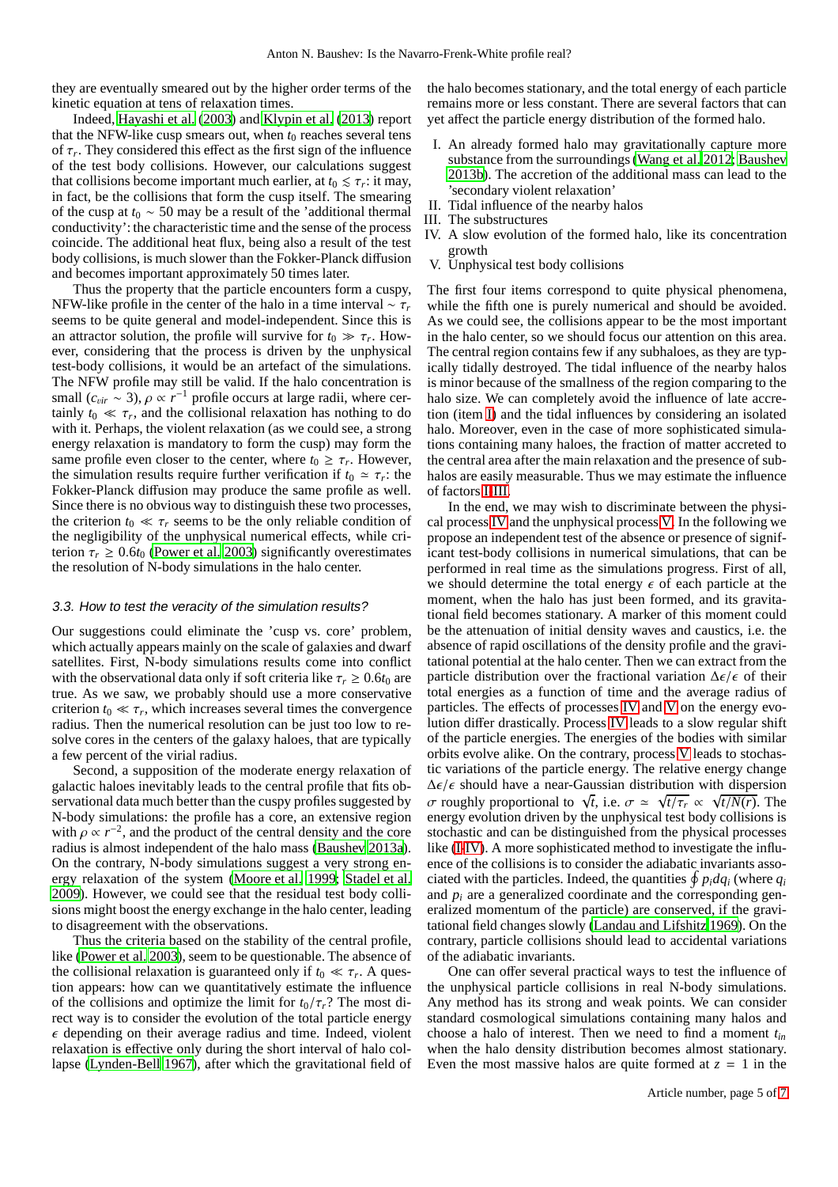they are eventually smeared out by the higher order terms of the kinetic equation at tens of relaxation times.

Indeed, Hayashi et al. (2003) and Klypin et al. (2013) report that the NFW-like cusp smears out, when $t_0$ reaches several tens of $\tau_r$. They considered this effect as the first sign of the influence of the test body collisions. However, our calculations suggest that collisions become important much earlier, at $t_0 \lesssim \tau_r$: it may, in fact, be the collisions that form the cusp itself. The smearing of the cusp at $t_0 \sim 50$ may be a result of the 'additional thermal conductivity': the characteristic time and the sense of the process coincide. The additional heat flux, being also a result of the test body collisions, is much slower than the Fokker-Planck diffusion and becomes important approximately 50 times later.

Thus the property that the particle encounters form a cuspy, NFW-like profile in the center of the halo in a time interval $\sim \tau_r$ seems to be quite general and model-independent. Since this is an attractor solution, the profile will survive for $t_0 \gg \tau_r$. However, considering that the process is driven by the unphysical test-body collisions, it would be an artefact of the simulations. The NFW profile may still be valid. If the halo concentration is small ($c_{vir} \sim 3$), $\rho \propto r^{-1}$ profile occurs at large radii, where certainly $t_0 \ll \tau_r$, and the collisional relaxation has nothing to do with it. Perhaps, the violent relaxation (as we could see, a strong energy relaxation is mandatory to form the cusp) may form the same profile even closer to the center, where $t_0 \geq \tau_r$. However, the simulation results require further verification if $t_0 \simeq \tau_r$: the Fokker-Planck diffusion may produce the same profile as well. Since there is no obvious way to distinguish these two processes, the criterion $t_0 \ll \tau_r$ seems to be the only reliable condition of the negligibility of the unphysical numerical effects, while criterion $\tau_r \geq 0.6t_0$ (Power et al. 2003) significantly overestimates the resolution of N-body simulations in the halo center.

### 3.3. How to test the veracity of the simulation results?

Our suggestions could eliminate the 'cusp vs. core' problem, which actually appears mainly on the scale of galaxies and dwarf satellites. First, N-body simulations results come into conflict with the observational data only if soft criteria like $\tau_r \geq 0.6t_0$ are true. As we saw, we probably should use a more conservative criterion $t_0 \ll \tau_r$, which increases several times the convergence radius. Then the numerical resolution can be just too low to resolve cores in the centers of the galaxy haloes, that are typically a few percent of the virial radius.

Second, a supposition of the moderate energy relaxation of galactic haloes inevitably leads to the central profile that fits observational data much better than the cuspy profiles suggested by N-body simulations: the profile has a core, an extensive region with $\rho \propto r^{-2}$, and the product of the central density and the core radius is almost independent of the halo mass (Baushev 2013a). On the contrary, N-body simulations suggest a very strong energy relaxation of the system (Moore et al. 1999; Stadel et al. 2009). However, we could see that the residual test body collisions might boost the energy exchange in the halo center, leading to disagreement with the observations.

Thus the criteria based on the stability of the central profile, like (Power et al. 2003), seem to be questionable. The absence of the collisional relaxation is guaranteed only if $t_0 \ll \tau_r$. A question appears: how can we quantitatively estimate the influence of the collisions and optimize the limit for $t_0/\tau_r$? The most direct way is to consider the evolution of the total particle energy $\epsilon$ depending on their average radius and time. Indeed, violent relaxation is effective only during the short interval of halo collapse (Lynden-Bell 1967), after which the gravitational field of the halo becomes stationary, and the total energy of each particle remains more or less constant. There are several factors that can yet affect the particle energy distribution of the formed halo.

I. An already formed halo may gravitationally capture more substance from the surroundings (Wang et al. 2012; Baushev 2013b). The accretion of the additional mass can lead to the 'secondary violent relaxation'
II. Tidal influence of the nearby halos
III. The substructures
IV. A slow evolution of the formed halo, like its concentration growth
V. Unphysical test body collisions

The first four items correspond to quite physical phenomena, while the fifth one is purely numerical and should be avoided. As we could see, the collisions appear to be the most important in the halo center, so we should focus our attention on this area. The central region contains few if any subhaloes, as they are typically tidally destroyed. The tidal influence of the nearby halos is minor because of the smallness of the region comparing to the halo size. We can completely avoid the influence of late accretion (item I) and the tidal influences by considering an isolated halo. Moreover, even in the case of more sophisticated simulations containing many haloes, the fraction of matter accreted to the central area after the main relaxation and the presence of subhalos are easily measurable. Thus we may estimate the influence of factors I-III.

In the end, we may wish to discriminate between the physical process IV and the unphysical process V. In the following we propose an independent test of the absence or presence of significant test-body collisions in numerical simulations, that can be performed in real time as the simulations progress. First of all, we should determine the total energy $\epsilon$ of each particle at the moment, when the halo has just been formed, and its gravitational field becomes stationary. A marker of this moment could be the attenuation of initial density waves and caustics, i.e. the absence of rapid oscillations of the density profile and the gravitational potential at the halo center. Then we can extract from the particle distribution over the fractional variation $\Delta\epsilon/\epsilon$ of their total energies as a function of time and the average radius of particles. The effects of processes IV and V on the energy evolution differ drastically. Process IV leads to a slow regular shift of the particle energies. The energies of the bodies with similar orbits evolve alike. On the contrary, process V leads to stochastic variations of the particle energy. The relative energy change $\Delta\epsilon/\epsilon$ should have a near-Gaussian distribution with dispersion $\sigma$ roughly proportional to $\sqrt{t}$, i.e. $\sigma \simeq \sqrt{t/\tau_r} \propto \sqrt{t/N(r)}$. The energy evolution driven by the unphysical test body collisions is stochastic and can be distinguished from the physical processes like (I-IV). A more sophisticated method to investigate the influence of the collisions is to consider the adiabatic invariants associated with the particles. Indeed, the quantities $\oint p_i dq_i$ (where $q_i$ and $p_i$ are a generalized coordinate and the corresponding generalized momentum of the particle) are conserved, if the gravitational field changes slowly (Landau and Lifshitz 1969). On the contrary, particle collisions should lead to accidental variations of the adiabatic invariants.

One can offer several practical ways to test the influence of the unphysical particle collisions in real N-body simulations. Any method has its strong and weak points. We can consider standard cosmological simulations containing many halos and choose a halo of interest. Then we need to find a moment $t_{in}$ when the halo density distribution becomes almost stationary. Even the most massive halos are quite formed at $z = 1$ in the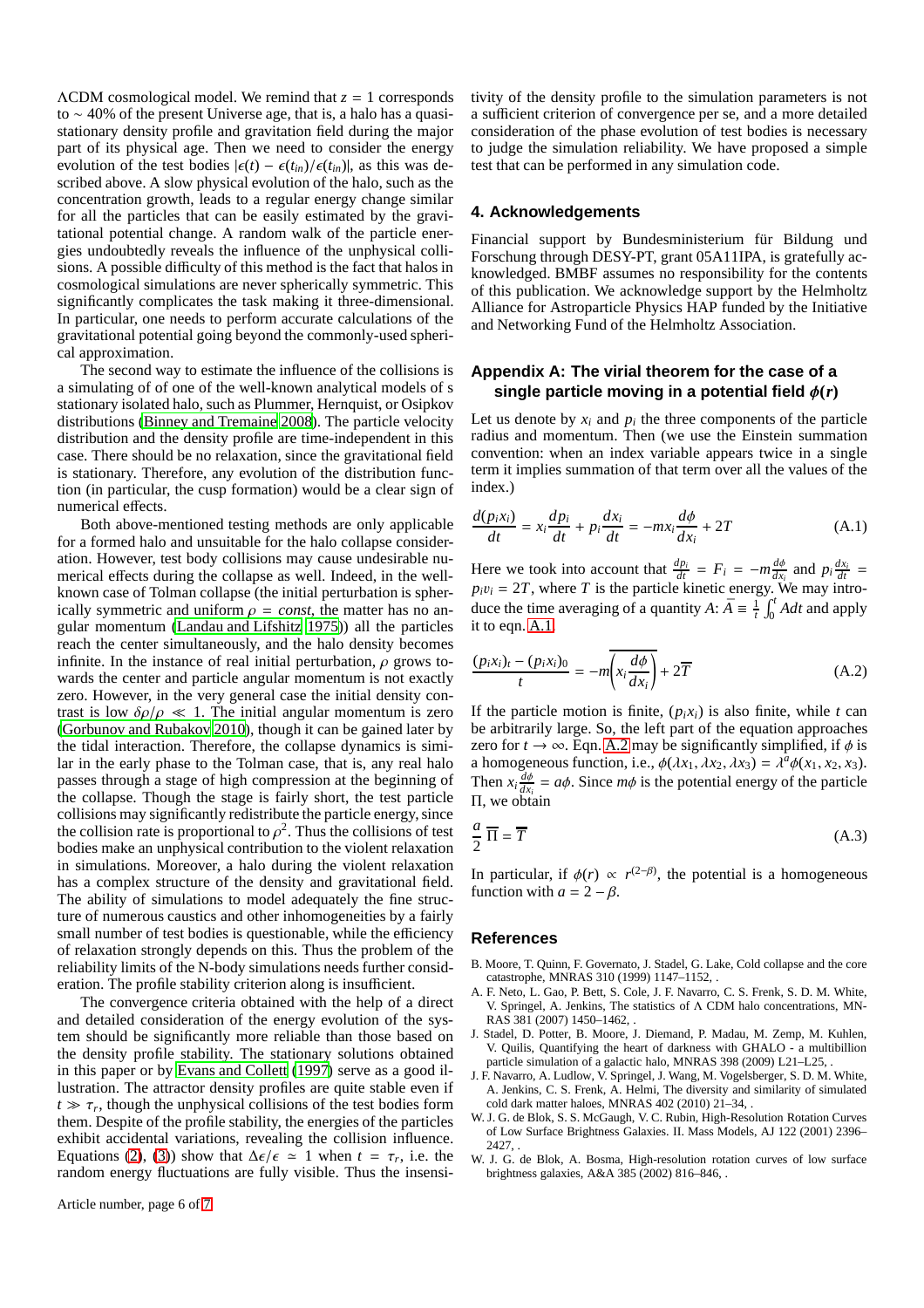ΛCDM cosmological model. We remind that $z = 1$ corresponds to $\sim 40\%$ of the present Universe age, that is, a halo has a quasi-stationary density profile and gravitation field during the major part of its physical age. Then we need to consider the energy evolution of the test bodies $|\epsilon(t) - \epsilon(t_{in})/\epsilon(t_{in})|$, as this was described above. A slow physical evolution of the halo, such as the concentration growth, leads to a regular energy change similar for all the particles that can be easily estimated by the gravitational potential change. A random walk of the particle energies undoubtedly reveals the influence of the unphysical collisions. A possible difficulty of this method is the fact that halos in cosmological simulations are never spherically symmetric. This significantly complicates the task making it three-dimensional. In particular, one needs to perform accurate calculations of the gravitational potential going beyond the commonly-used spherical approximation.

The second way to estimate the influence of the collisions is a simulating of of one of the well-known analytical models of s stationary isolated halo, such as Plummer, Hernquist, or Osipkov distributions (Binney and Tremaine 2008). The particle velocity distribution and the density profile are time-independent in this case. There should be no relaxation, since the gravitational field is stationary. Therefore, any evolution of the distribution function (in particular, the cusp formation) would be a clear sign of numerical effects.

Both above-mentioned testing methods are only applicable for a formed halo and unsuitable for the halo collapse consideration. However, test body collisions may cause undesirable numerical effects during the collapse as well. Indeed, in the well-known case of Tolman collapse (the initial perturbation is spherically symmetric and uniform $\rho = const$, the matter has no angular momentum (Landau and Lifshitz 1975)) all the particles reach the center simultaneously, and the halo density becomes infinite. In the instance of real initial perturbation, $\rho$ grows towards the center and particle angular momentum is not exactly zero. However, in the very general case the initial density contrast is low $\delta\rho/\rho \ll 1$. The initial angular momentum is zero (Gorbunov and Rubakov 2010), though it can be gained later by the tidal interaction. Therefore, the collapse dynamics is similar in the early phase to the Tolman case, that is, any real halo passes through a stage of high compression at the beginning of the collapse. Though the stage is fairly short, the test particle collisions may significantly redistribute the particle energy, since the collision rate is proportional to $\rho^2$. Thus the collisions of test bodies make an unphysical contribution to the violent relaxation in simulations. Moreover, a halo during the violent relaxation has a complex structure of the density and gravitational field. The ability of simulations to model adequately the fine structure of numerous caustics and other inhomogeneities by a fairly small number of test bodies is questionable, while the efficiency of relaxation strongly depends on this. Thus the problem of the reliability limits of the N-body simulations needs further consideration. The profile stability criterion along is insufficient.

The convergence criteria obtained with the help of a direct and detailed consideration of the energy evolution of the system should be significantly more reliable than those based on the density profile stability. The stationary solutions obtained in this paper or by Evans and Collett (1997) serve as a good illustration. The attractor density profiles are quite stable even if $t \gg \tau_r$, though the unphysical collisions of the test bodies form them. Despite of the profile stability, the energies of the particles exhibit accidental variations, revealing the collision influence. Equations (2), (3)) show that $\Delta\epsilon/\epsilon \simeq 1$ when $t = \tau_r$, i.e. the random energy fluctuations are fully visible. Thus the insensitivity of the density profile to the simulation parameters is not a sufficient criterion of convergence per se, and a more detailed consideration of the phase evolution of test bodies is necessary to judge the simulation reliability. We have proposed a simple test that can be performed in any simulation code.

## 4. Acknowledgements

Financial support by Bundesministerium für Bildung und Forschung through DESY-PT, grant 05A11IPA, is gratefully acknowledged. BMBF assumes no responsibility for the contents of this publication. We acknowledge support by the Helmholtz Alliance for Astroparticle Physics HAP funded by the Initiative and Networking Fund of the Helmholtz Association.

## Appendix A: The virial theorem for the case of a single particle moving in a potential field $\phi(r)$

Let us denote by $x_i$ and $p_i$ the three components of the particle radius and momentum. Then (we use the Einstein summation convention: when an index variable appears twice in a single term it implies summation of that term over all the values of the index.)

$$\frac{d(p_i x_i)}{dt} = x_i \frac{dp_i}{dt} + p_i \frac{dx_i}{dt} = -m x_i \frac{d\phi}{dx_i} + 2T \tag{A.1}$$

Here we took into account that $\frac{dp_i}{dt} = F_i = -m\frac{d\phi}{dx_i}$ and $p_i \frac{dx_i}{dt} = p_i v_i = 2T$, where $T$ is the particle kinetic energy. We may introduce the time averaging of a quantity $A$: $\bar{A} \equiv \frac{1}{t}\int_0^t A dt$ and apply it to eqn. A.1

$$\frac{(p_i x_i)_t - (p_i x_i)_0}{t} = -m\overline{\left(x_i \frac{d\phi}{dx_i}\right)} + 2\overline{T} \tag{A.2}$$

If the particle motion is finite, $(p_i x_i)$ is also finite, while $t$ can be arbitrarily large. So, the left part of the equation approaches zero for $t \to \infty$. Eqn. A.2 may be significantly simplified, if $\phi$ is a homogeneous function, i.e., $\phi(\lambda x_1, \lambda x_2, \lambda x_3) = \lambda^a \phi(x_1, x_2, x_3)$. Then $x_i \frac{d\phi}{dx_i} = a\phi$. Since $m\phi$ is the potential energy of the particle $\Pi$, we obtain

$$\frac{a}{2}\,\overline{\Pi} = \overline{T} \tag{A.3}$$

In particular, if $\phi(r) \propto r^{(2-\beta)}$, the potential is a homogeneous function with $a = 2 - \beta$.

## References

B. Moore, T. Quinn, F. Governato, J. Stadel, G. Lake, Cold collapse and the core catastrophe, MNRAS 310 (1999) 1147–1152, .

A. F. Neto, L. Gao, P. Bett, S. Cole, J. F. Navarro, C. S. Frenk, S. D. M. White, V. Springel, A. Jenkins, The statistics of Λ CDM halo concentrations, MNRAS 381 (2007) 1450–1462, .

J. Stadel, D. Potter, B. Moore, J. Diemand, P. Madau, M. Zemp, M. Kuhlen, V. Quilis, Quantifying the heart of darkness with GHALO - a multibillion particle simulation of a galactic halo, MNRAS 398 (2009) L21–L25, .

J. F. Navarro, A. Ludlow, V. Springel, J. Wang, M. Vogelsberger, S. D. M. White, A. Jenkins, C. S. Frenk, A. Helmi, The diversity and similarity of simulated cold dark matter haloes, MNRAS 402 (2010) 21–34, .

W. J. G. de Blok, S. S. McGaugh, V. C. Rubin, High-Resolution Rotation Curves of Low Surface Brightness Galaxies. II. Mass Models, AJ 122 (2001) 2396–2427, .

W. J. G. de Blok, A. Bosma, High-resolution rotation curves of low surface brightness galaxies, A&A 385 (2002) 816–846, .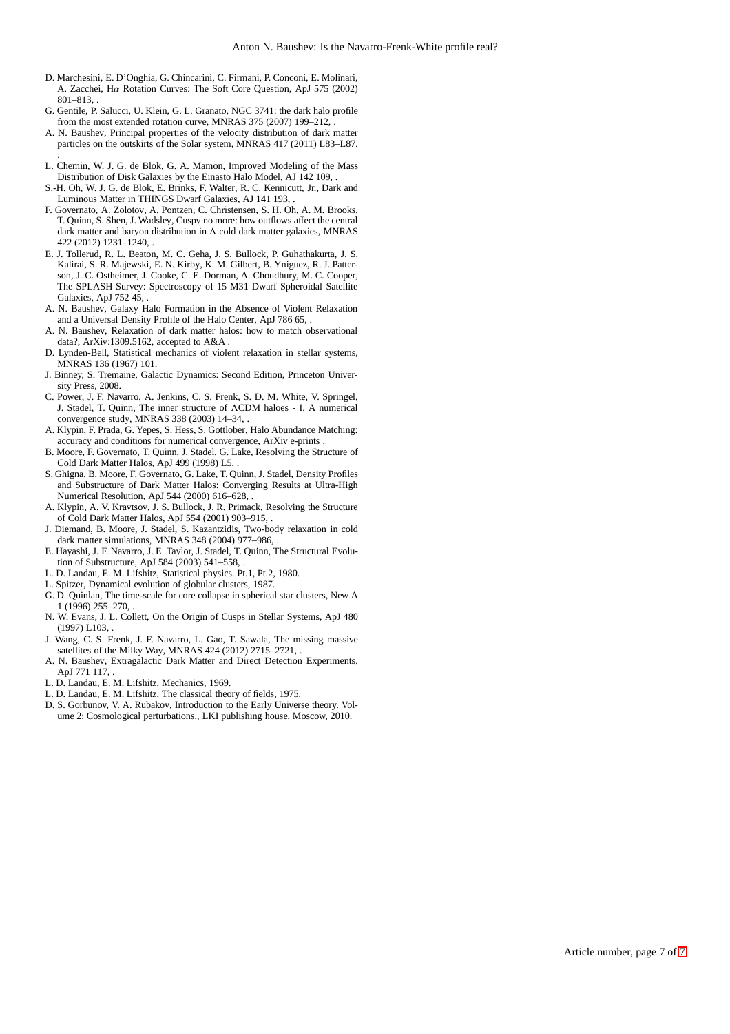- D. Marchesini, E. D'Onghia, G. Chincarini, C. Firmani, P. Conconi, E. Molinari, A. Zacchei, H$\alpha$ Rotation Curves: The Soft Core Question, ApJ 575 (2002) 801–813, .
- G. Gentile, P. Salucci, U. Klein, G. L. Granato, NGC 3741: the dark halo profile from the most extended rotation curve, MNRAS 375 (2007) 199–212, .
- A. N. Baushev, Principal properties of the velocity distribution of dark matter particles on the outskirts of the Solar system, MNRAS 417 (2011) L83–L87, .
- L. Chemin, W. J. G. de Blok, G. A. Mamon, Improved Modeling of the Mass Distribution of Disk Galaxies by the Einasto Halo Model, AJ 142 109, .
- S.-H. Oh, W. J. G. de Blok, E. Brinks, F. Walter, R. C. Kennicutt, Jr., Dark and Luminous Matter in THINGS Dwarf Galaxies, AJ 141 193, .
- F. Governato, A. Zolotov, A. Pontzen, C. Christensen, S. H. Oh, A. M. Brooks, T. Quinn, S. Shen, J. Wadsley, Cuspy no more: how outflows affect the central dark matter and baryon distribution in $\Lambda$ cold dark matter galaxies, MNRAS 422 (2012) 1231–1240, .
- E. J. Tollerud, R. L. Beaton, M. C. Geha, J. S. Bullock, P. Guhathakurta, J. S. Kalirai, S. R. Majewski, E. N. Kirby, K. M. Gilbert, B. Yniguez, R. J. Patterson, J. C. Ostheimer, J. Cooke, C. E. Dorman, A. Choudhury, M. C. Cooper, The SPLASH Survey: Spectroscopy of 15 M31 Dwarf Spheroidal Satellite Galaxies, ApJ 752 45, .
- A. N. Baushev, Galaxy Halo Formation in the Absence of Violent Relaxation and a Universal Density Profile of the Halo Center, ApJ 786 65, .
- A. N. Baushev, Relaxation of dark matter halos: how to match observational data?, ArXiv:1309.5162, accepted to A&A .
- D. Lynden-Bell, Statistical mechanics of violent relaxation in stellar systems, MNRAS 136 (1967) 101.
- J. Binney, S. Tremaine, Galactic Dynamics: Second Edition, Princeton University Press, 2008.
- C. Power, J. F. Navarro, A. Jenkins, C. S. Frenk, S. D. M. White, V. Springel, J. Stadel, T. Quinn, The inner structure of $\Lambda$CDM haloes - I. A numerical convergence study, MNRAS 338 (2003) 14–34, .
- A. Klypin, F. Prada, G. Yepes, S. Hess, S. Gottlober, Halo Abundance Matching: accuracy and conditions for numerical convergence, ArXiv e-prints .
- B. Moore, F. Governato, T. Quinn, J. Stadel, G. Lake, Resolving the Structure of Cold Dark Matter Halos, ApJ 499 (1998) L5, .
- S. Ghigna, B. Moore, F. Governato, G. Lake, T. Quinn, J. Stadel, Density Profiles and Substructure of Dark Matter Halos: Converging Results at Ultra-High Numerical Resolution, ApJ 544 (2000) 616–628, .
- A. Klypin, A. V. Kravtsov, J. S. Bullock, J. R. Primack, Resolving the Structure of Cold Dark Matter Halos, ApJ 554 (2001) 903–915, .
- J. Diemand, B. Moore, J. Stadel, S. Kazantzidis, Two-body relaxation in cold dark matter simulations, MNRAS 348 (2004) 977–986, .
- E. Hayashi, J. F. Navarro, J. E. Taylor, J. Stadel, T. Quinn, The Structural Evolution of Substructure, ApJ 584 (2003) 541–558, .
- L. D. Landau, E. M. Lifshitz, Statistical physics. Pt.1, Pt.2, 1980.
- L. Spitzer, Dynamical evolution of globular clusters, 1987.
- G. D. Quinlan, The time-scale for core collapse in spherical star clusters, New A 1 (1996) 255–270, .
- N. W. Evans, J. L. Collett, On the Origin of Cusps in Stellar Systems, ApJ 480 (1997) L103, .
- J. Wang, C. S. Frenk, J. F. Navarro, L. Gao, T. Sawala, The missing massive satellites of the Milky Way, MNRAS 424 (2012) 2715–2721, .
- A. N. Baushev, Extragalactic Dark Matter and Direct Detection Experiments, ApJ 771 117, .
- L. D. Landau, E. M. Lifshitz, Mechanics, 1969.
- L. D. Landau, E. M. Lifshitz, The classical theory of fields, 1975.
- D. S. Gorbunov, V. A. Rubakov, Introduction to the Early Universe theory. Volume 2: Cosmological perturbations., LKI publishing house, Moscow, 2010.